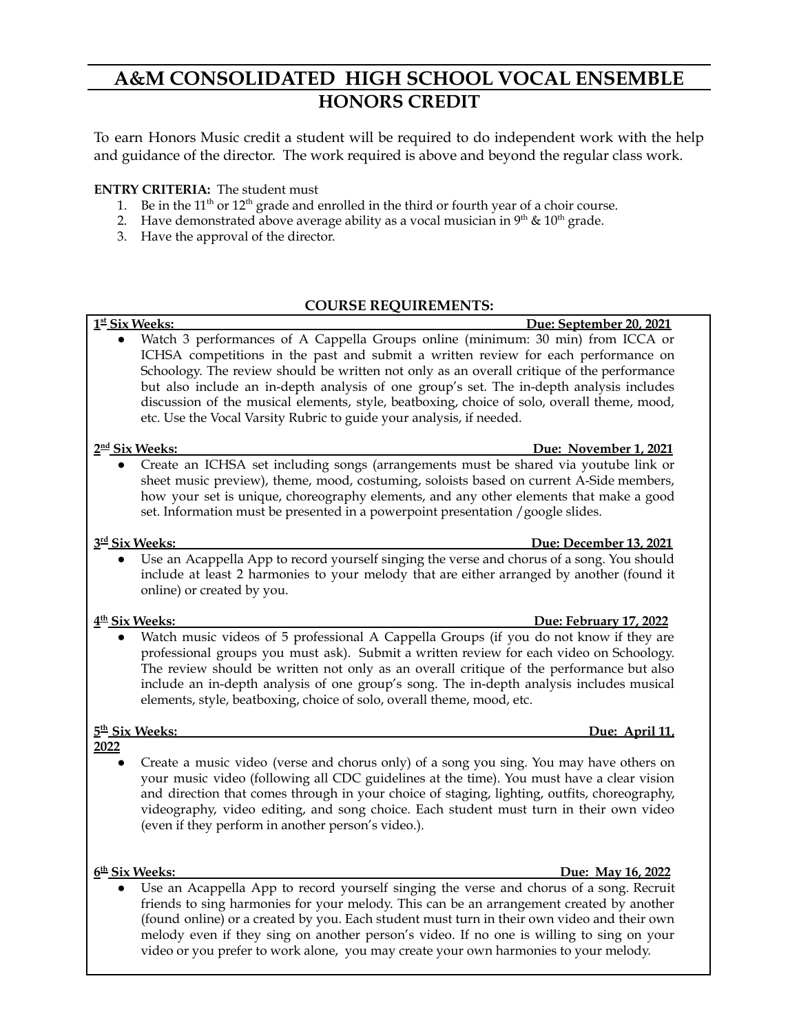# A&M CONSOLIDATED HIGH SCHOOL VOCAL ENSEMBLE
## HONORS CREDIT

To earn Honors Music credit a student will be required to do independent work with the help and guidance of the director. The work required is above and beyond the regular class work.

**ENTRY CRITERIA:** The student must

1. Be in the 11th or 12th grade and enrolled in the third or fourth year of a choir course.
2. Have demonstrated above average ability as a vocal musician in 9th & 10th grade.
3. Have the approval of the director.

### COURSE REQUIREMENTS:

**1st Six Weeks: Due: September 20, 2021**

- Watch 3 performances of A Cappella Groups online (minimum: 30 min) from ICCA or ICHSA competitions in the past and submit a written review for each performance on Schoology. The review should be written not only as an overall critique of the performance but also include an in-depth analysis of one group's set. The in-depth analysis includes discussion of the musical elements, style, beatboxing, choice of solo, overall theme, mood, etc. Use the Vocal Varsity Rubric to guide your analysis, if needed.

**2nd Six Weeks: Due: November 1, 2021**

- Create an ICHSA set including songs (arrangements must be shared via youtube link or sheet music preview), theme, mood, costuming, soloists based on current A-Side members, how your set is unique, choreography elements, and any other elements that make a good set. Information must be presented in a powerpoint presentation /google slides.

**3rd Six Weeks: Due: December 13, 2021**

- Use an Acappella App to record yourself singing the verse and chorus of a song. You should include at least 2 harmonies to your melody that are either arranged by another (found it online) or created by you.

**4th Six Weeks: Due: February 17, 2022**

- Watch music videos of 5 professional A Cappella Groups (if you do not know if they are professional groups you must ask). Submit a written review for each video on Schoology. The review should be written not only as an overall critique of the performance but also include an in-depth analysis of one group's song. The in-depth analysis includes musical elements, style, beatboxing, choice of solo, overall theme, mood, etc.

**5th Six Weeks: Due: April 11, 2022**

- Create a music video (verse and chorus only) of a song you sing. You may have others on your music video (following all CDC guidelines at the time). You must have a clear vision and direction that comes through in your choice of staging, lighting, outfits, choreography, videography, video editing, and song choice. Each student must turn in their own video (even if they perform in another person's video.).

**6th Six Weeks: Due: May 16, 2022**

- Use an Acappella App to record yourself singing the verse and chorus of a song. Recruit friends to sing harmonies for your melody. This can be an arrangement created by another (found online) or a created by you. Each student must turn in their own video and their own melody even if they sing on another person's video. If no one is willing to sing on your video or you prefer to work alone, you may create your own harmonies to your melody.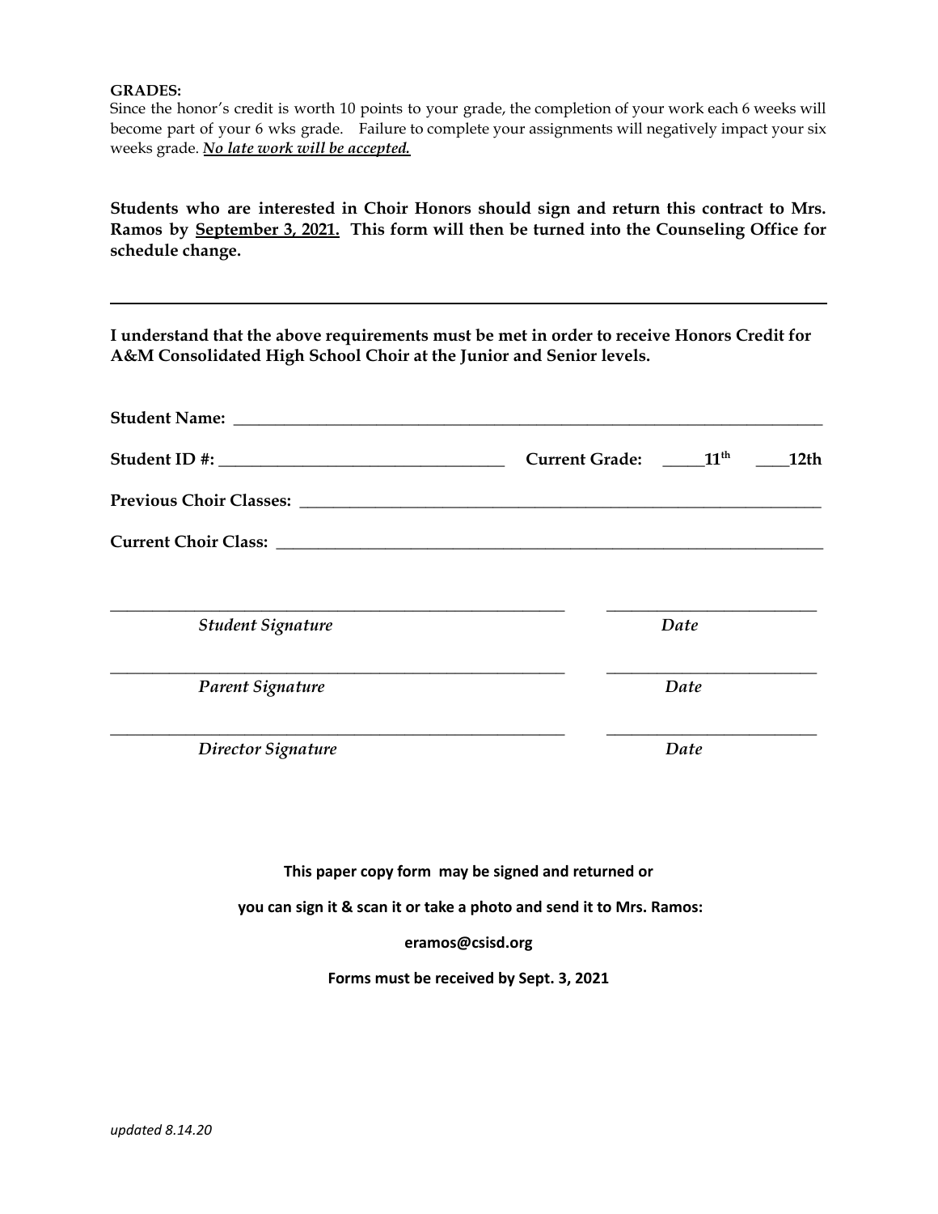**GRADES:**

Since the honor's credit is worth 10 points to your grade, the completion of your work each 6 weeks will become part of your 6 wks grade. Failure to complete your assignments will negatively impact your six weeks grade. ***No late work will be accepted.***

**Students who are interested in Choir Honors should sign and return this contract to Mrs. Ramos by September 3, 2021. This form will then be turned into the Counseling Office for schedule change.**

---

**I understand that the above requirements must be met in order to receive Honors Credit for A&M Consolidated High School Choir at the Junior and Senior levels.**

**Student Name:** ______________________________________________

**Student ID #:** ______________________ **Current Grade:** _____11th ____12th

**Previous Choir Classes:** ______________________________________

**Current Choir Class:** _________________________________________

______________________________ ________________

*Student Signature* *Date*

______________________________ ________________

*Parent Signature* *Date*

______________________________ ________________

*Director Signature* *Date*

**This paper copy form may be signed and returned or**

**you can sign it & scan it or take a photo and send it to Mrs. Ramos:**

**eramos@csisd.org**

**Forms must be received by Sept. 3, 2021**

*updated 8.14.20*